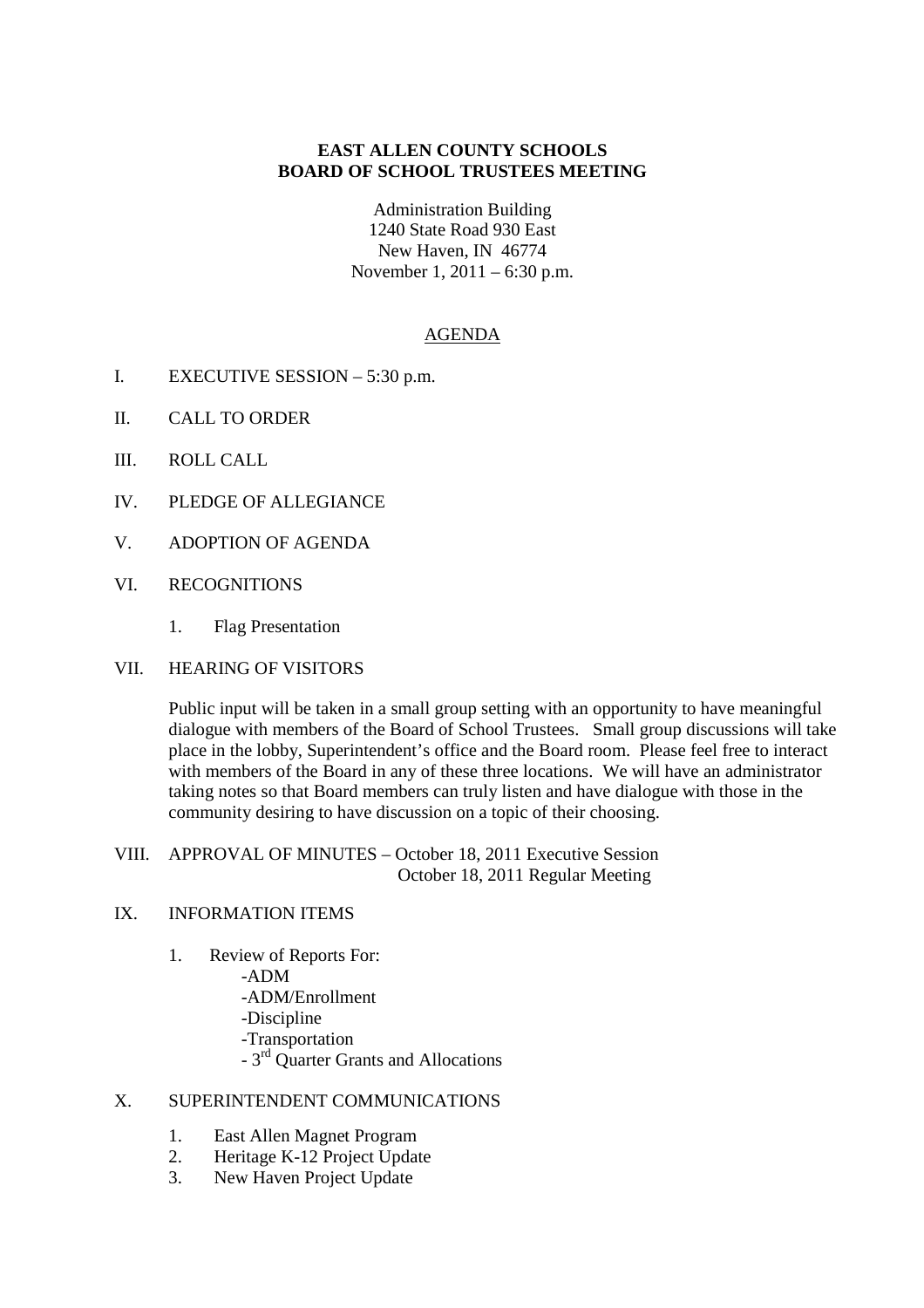**EAST ALLEN COUNTY SCHOOLS**
**BOARD OF SCHOOL TRUSTEES MEETING**

Administration Building
1240 State Road 930 East
New Haven, IN 46774
November 1, 2011 – 6:30 p.m.

AGENDA

I. EXECUTIVE SESSION – 5:30 p.m.

II. CALL TO ORDER

III. ROLL CALL

IV. PLEDGE OF ALLEGIANCE

V. ADOPTION OF AGENDA

VI. RECOGNITIONS

1. Flag Presentation

VII. HEARING OF VISITORS

Public input will be taken in a small group setting with an opportunity to have meaningful dialogue with members of the Board of School Trustees. Small group discussions will take place in the lobby, Superintendent's office and the Board room. Please feel free to interact with members of the Board in any of these three locations. We will have an administrator taking notes so that Board members can truly listen and have dialogue with those in the community desiring to have discussion on a topic of their choosing.

VIII. APPROVAL OF MINUTES – October 18, 2011 Executive Session
October 18, 2011 Regular Meeting

IX. INFORMATION ITEMS

1. Review of Reports For:
   - ADM
   - ADM/Enrollment
   - Discipline
   - Transportation
   - 3rd Quarter Grants and Allocations

X. SUPERINTENDENT COMMUNICATIONS

1. East Allen Magnet Program
2. Heritage K-12 Project Update
3. New Haven Project Update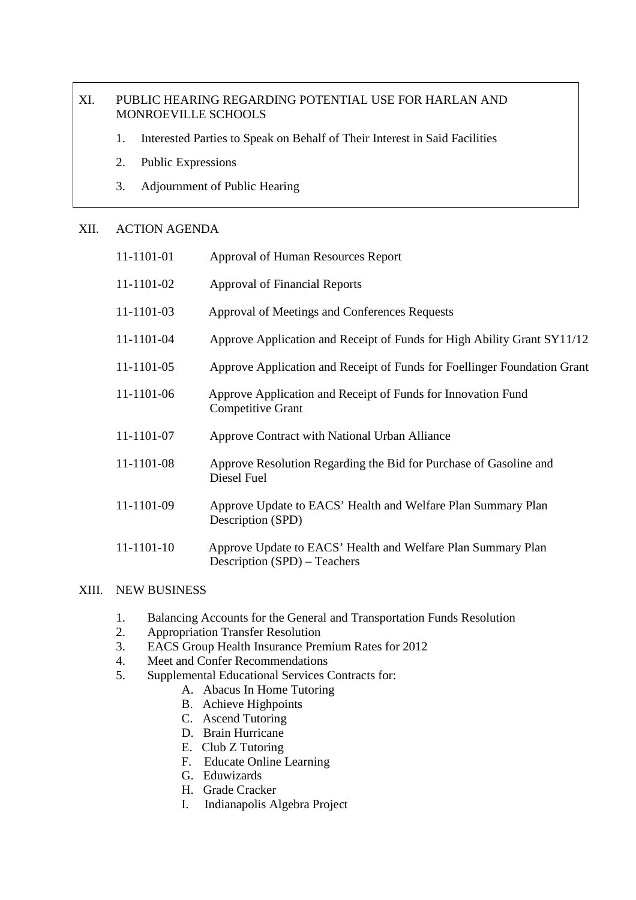XI. PUBLIC HEARING REGARDING POTENTIAL USE FOR HARLAN AND MONROEVILLE SCHOOLS

1. Interested Parties to Speak on Behalf of Their Interest in Said Facilities
2. Public Expressions
3. Adjournment of Public Hearing

XII. ACTION AGENDA

| | |
|---|---|
| 11-1101-01 | Approval of Human Resources Report |
| 11-1101-02 | Approval of Financial Reports |
| 11-1101-03 | Approval of Meetings and Conferences Requests |
| 11-1101-04 | Approve Application and Receipt of Funds for High Ability Grant SY11/12 |
| 11-1101-05 | Approve Application and Receipt of Funds for Foellinger Foundation Grant |
| 11-1101-06 | Approve Application and Receipt of Funds for Innovation Fund Competitive Grant |
| 11-1101-07 | Approve Contract with National Urban Alliance |
| 11-1101-08 | Approve Resolution Regarding the Bid for Purchase of Gasoline and Diesel Fuel |
| 11-1101-09 | Approve Update to EACS' Health and Welfare Plan Summary Plan Description (SPD) |
| 11-1101-10 | Approve Update to EACS' Health and Welfare Plan Summary Plan Description (SPD) – Teachers |

XIII. NEW BUSINESS

1. Balancing Accounts for the General and Transportation Funds Resolution
2. Appropriation Transfer Resolution
3. EACS Group Health Insurance Premium Rates for 2012
4. Meet and Confer Recommendations
5. Supplemental Educational Services Contracts for:
   - A. Abacus In Home Tutoring
   - B. Achieve Highpoints
   - C. Ascend Tutoring
   - D. Brain Hurricane
   - E. Club Z Tutoring
   - F. Educate Online Learning
   - G. Eduwizards
   - H. Grade Cracker
   - I. Indianapolis Algebra Project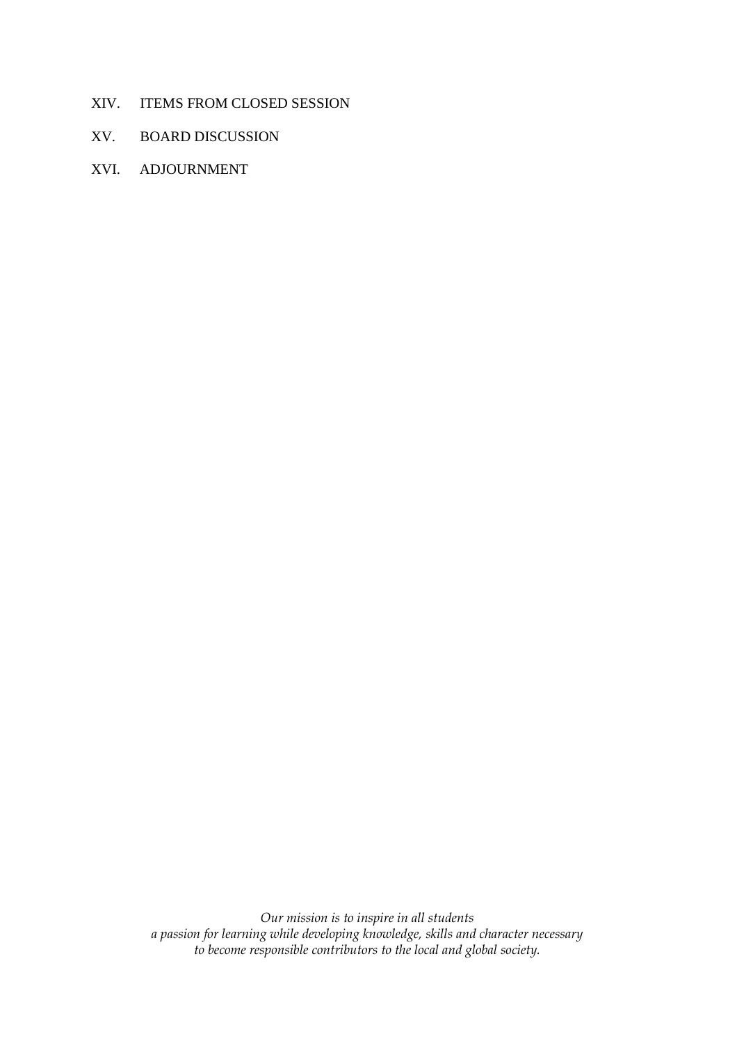XIV. ITEMS FROM CLOSED SESSION

XV. BOARD DISCUSSION

XVI. ADJOURNMENT

*Our mission is to inspire in all students*
*a passion for learning while developing knowledge, skills and character necessary*
*to become responsible contributors to the local and global society.*